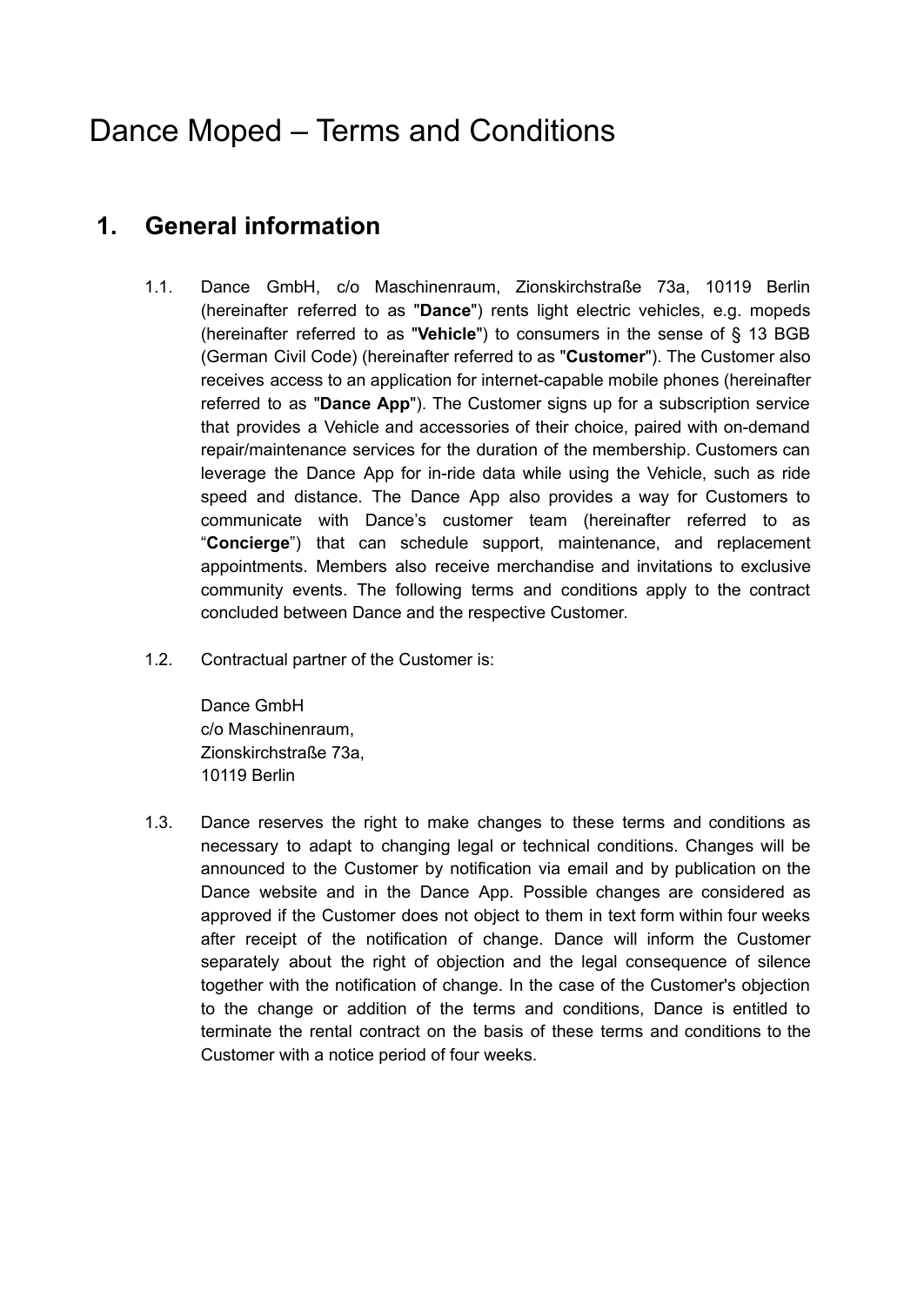# Dance Moped – Terms and Conditions

## 1. General information

1.1. Dance GmbH, c/o Maschinenraum, Zionskirchstraße 73a, 10119 Berlin (hereinafter referred to as "**Dance**") rents light electric vehicles, e.g. mopeds (hereinafter referred to as "**Vehicle**") to consumers in the sense of § 13 BGB (German Civil Code) (hereinafter referred to as "**Customer**"). The Customer also receives access to an application for internet-capable mobile phones (hereinafter referred to as "**Dance App**"). The Customer signs up for a subscription service that provides a Vehicle and accessories of their choice, paired with on-demand repair/maintenance services for the duration of the membership. Customers can leverage the Dance App for in-ride data while using the Vehicle, such as ride speed and distance. The Dance App also provides a way for Customers to communicate with Dance's customer team (hereinafter referred to as "**Concierge**") that can schedule support, maintenance, and replacement appointments. Members also receive merchandise and invitations to exclusive community events. The following terms and conditions apply to the contract concluded between Dance and the respective Customer.

1.2. Contractual partner of the Customer is:

Dance GmbH
c/o Maschinenraum,
Zionskirchstraße 73a,
10119 Berlin

1.3. Dance reserves the right to make changes to these terms and conditions as necessary to adapt to changing legal or technical conditions. Changes will be announced to the Customer by notification via email and by publication on the Dance website and in the Dance App. Possible changes are considered as approved if the Customer does not object to them in text form within four weeks after receipt of the notification of change. Dance will inform the Customer separately about the right of objection and the legal consequence of silence together with the notification of change. In the case of the Customer's objection to the change or addition of the terms and conditions, Dance is entitled to terminate the rental contract on the basis of these terms and conditions to the Customer with a notice period of four weeks.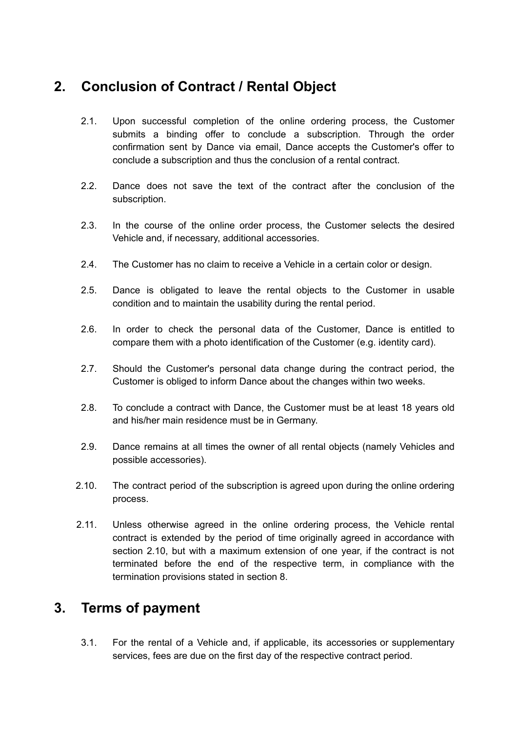## 2. Conclusion of Contract / Rental Object

2.1. Upon successful completion of the online ordering process, the Customer submits a binding offer to conclude a subscription. Through the order confirmation sent by Dance via email, Dance accepts the Customer's offer to conclude a subscription and thus the conclusion of a rental contract.

2.2. Dance does not save the text of the contract after the conclusion of the subscription.

2.3. In the course of the online order process, the Customer selects the desired Vehicle and, if necessary, additional accessories.

2.4. The Customer has no claim to receive a Vehicle in a certain color or design.

2.5. Dance is obligated to leave the rental objects to the Customer in usable condition and to maintain the usability during the rental period.

2.6. In order to check the personal data of the Customer, Dance is entitled to compare them with a photo identification of the Customer (e.g. identity card).

2.7. Should the Customer's personal data change during the contract period, the Customer is obliged to inform Dance about the changes within two weeks.

2.8. To conclude a contract with Dance, the Customer must be at least 18 years old and his/her main residence must be in Germany.

2.9. Dance remains at all times the owner of all rental objects (namely Vehicles and possible accessories).

2.10. The contract period of the subscription is agreed upon during the online ordering process.

2.11. Unless otherwise agreed in the online ordering process, the Vehicle rental contract is extended by the period of time originally agreed in accordance with section 2.10, but with a maximum extension of one year, if the contract is not terminated before the end of the respective term, in compliance with the termination provisions stated in section 8.

## 3. Terms of payment

3.1. For the rental of a Vehicle and, if applicable, its accessories or supplementary services, fees are due on the first day of the respective contract period.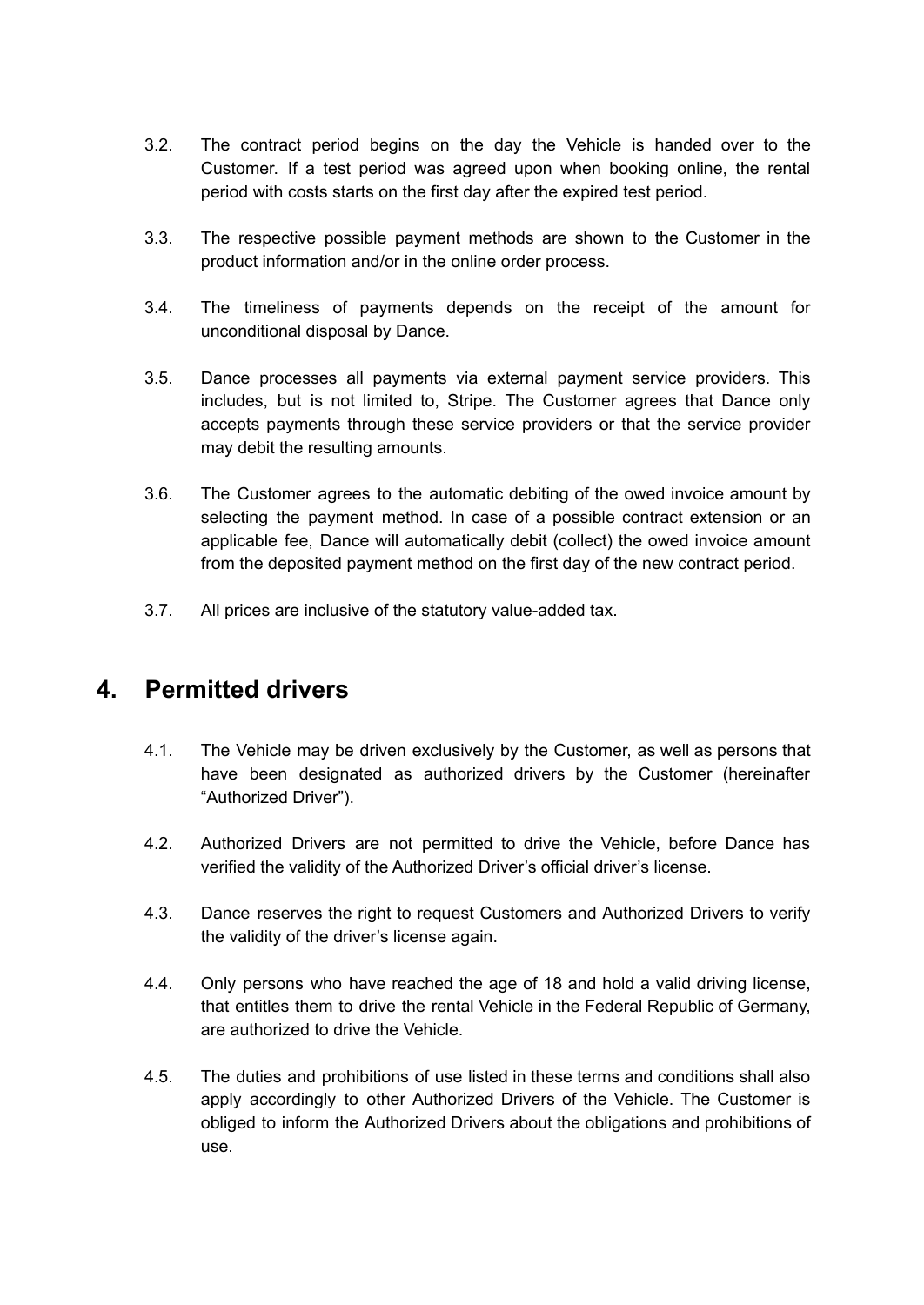3.2. The contract period begins on the day the Vehicle is handed over to the Customer. If a test period was agreed upon when booking online, the rental period with costs starts on the first day after the expired test period.

3.3. The respective possible payment methods are shown to the Customer in the product information and/or in the online order process.

3.4. The timeliness of payments depends on the receipt of the amount for unconditional disposal by Dance.

3.5. Dance processes all payments via external payment service providers. This includes, but is not limited to, Stripe. The Customer agrees that Dance only accepts payments through these service providers or that the service provider may debit the resulting amounts.

3.6. The Customer agrees to the automatic debiting of the owed invoice amount by selecting the payment method. In case of a possible contract extension or an applicable fee, Dance will automatically debit (collect) the owed invoice amount from the deposited payment method on the first day of the new contract period.

3.7. All prices are inclusive of the statutory value-added tax.

## 4. Permitted drivers

4.1. The Vehicle may be driven exclusively by the Customer, as well as persons that have been designated as authorized drivers by the Customer (hereinafter “Authorized Driver”).

4.2. Authorized Drivers are not permitted to drive the Vehicle, before Dance has verified the validity of the Authorized Driver’s official driver’s license.

4.3. Dance reserves the right to request Customers and Authorized Drivers to verify the validity of the driver’s license again.

4.4. Only persons who have reached the age of 18 and hold a valid driving license, that entitles them to drive the rental Vehicle in the Federal Republic of Germany, are authorized to drive the Vehicle.

4.5. The duties and prohibitions of use listed in these terms and conditions shall also apply accordingly to other Authorized Drivers of the Vehicle. The Customer is obliged to inform the Authorized Drivers about the obligations and prohibitions of use.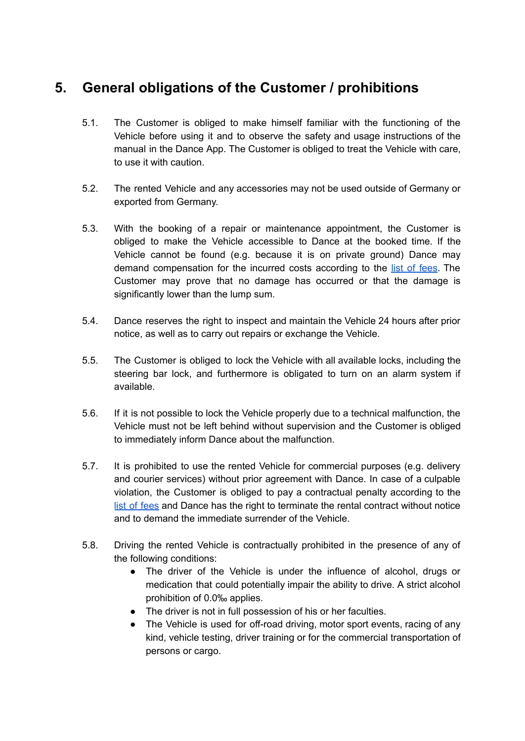## 5. General obligations of the Customer / prohibitions

5.1. The Customer is obliged to make himself familiar with the functioning of the Vehicle before using it and to observe the safety and usage instructions of the manual in the Dance App. The Customer is obliged to treat the Vehicle with care, to use it with caution.

5.2. The rented Vehicle and any accessories may not be used outside of Germany or exported from Germany.

5.3. With the booking of a repair or maintenance appointment, the Customer is obliged to make the Vehicle accessible to Dance at the booked time. If the Vehicle cannot be found (e.g. because it is on private ground) Dance may demand compensation for the incurred costs according to the list of fees. The Customer may prove that no damage has occurred or that the damage is significantly lower than the lump sum.

5.4. Dance reserves the right to inspect and maintain the Vehicle 24 hours after prior notice, as well as to carry out repairs or exchange the Vehicle.

5.5. The Customer is obliged to lock the Vehicle with all available locks, including the steering bar lock, and furthermore is obligated to turn on an alarm system if available.

5.6. If it is not possible to lock the Vehicle properly due to a technical malfunction, the Vehicle must not be left behind without supervision and the Customer is obliged to immediately inform Dance about the malfunction.

5.7. It is prohibited to use the rented Vehicle for commercial purposes (e.g. delivery and courier services) without prior agreement with Dance. In case of a culpable violation, the Customer is obliged to pay a contractual penalty according to the list of fees and Dance has the right to terminate the rental contract without notice and to demand the immediate surrender of the Vehicle.

5.8. Driving the rented Vehicle is contractually prohibited in the presence of any of the following conditions:

- The driver of the Vehicle is under the influence of alcohol, drugs or medication that could potentially impair the ability to drive. A strict alcohol prohibition of 0.0‰ applies.
- The driver is not in full possession of his or her faculties.
- The Vehicle is used for off-road driving, motor sport events, racing of any kind, vehicle testing, driver training or for the commercial transportation of persons or cargo.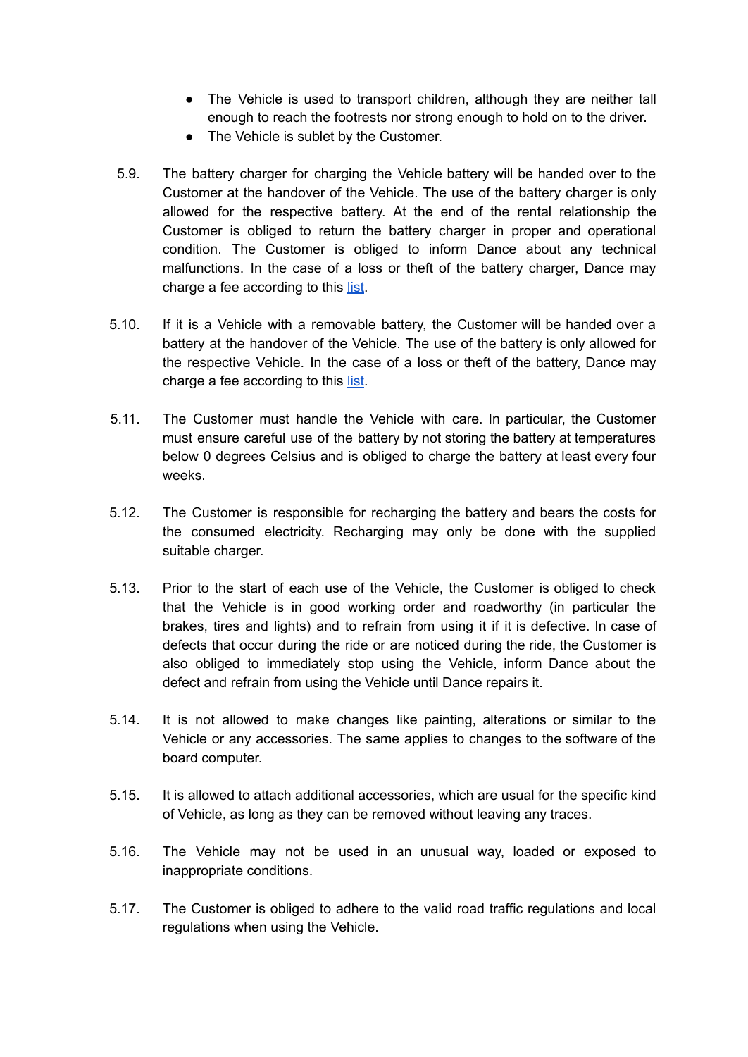- The Vehicle is used to transport children, although they are neither tall enough to reach the footrests nor strong enough to hold on to the driver.
- The Vehicle is sublet by the Customer.

5.9. The battery charger for charging the Vehicle battery will be handed over to the Customer at the handover of the Vehicle. The use of the battery charger is only allowed for the respective battery. At the end of the rental relationship the Customer is obliged to return the battery charger in proper and operational condition. The Customer is obliged to inform Dance about any technical malfunctions. In the case of a loss or theft of the battery charger, Dance may charge a fee according to this list.

5.10. If it is a Vehicle with a removable battery, the Customer will be handed over a battery at the handover of the Vehicle. The use of the battery is only allowed for the respective Vehicle. In the case of a loss or theft of the battery, Dance may charge a fee according to this list.

5.11. The Customer must handle the Vehicle with care. In particular, the Customer must ensure careful use of the battery by not storing the battery at temperatures below 0 degrees Celsius and is obliged to charge the battery at least every four weeks.

5.12. The Customer is responsible for recharging the battery and bears the costs for the consumed electricity. Recharging may only be done with the supplied suitable charger.

5.13. Prior to the start of each use of the Vehicle, the Customer is obliged to check that the Vehicle is in good working order and roadworthy (in particular the brakes, tires and lights) and to refrain from using it if it is defective. In case of defects that occur during the ride or are noticed during the ride, the Customer is also obliged to immediately stop using the Vehicle, inform Dance about the defect and refrain from using the Vehicle until Dance repairs it.

5.14. It is not allowed to make changes like painting, alterations or similar to the Vehicle or any accessories. The same applies to changes to the software of the board computer.

5.15. It is allowed to attach additional accessories, which are usual for the specific kind of Vehicle, as long as they can be removed without leaving any traces.

5.16. The Vehicle may not be used in an unusual way, loaded or exposed to inappropriate conditions.

5.17. The Customer is obliged to adhere to the valid road traffic regulations and local regulations when using the Vehicle.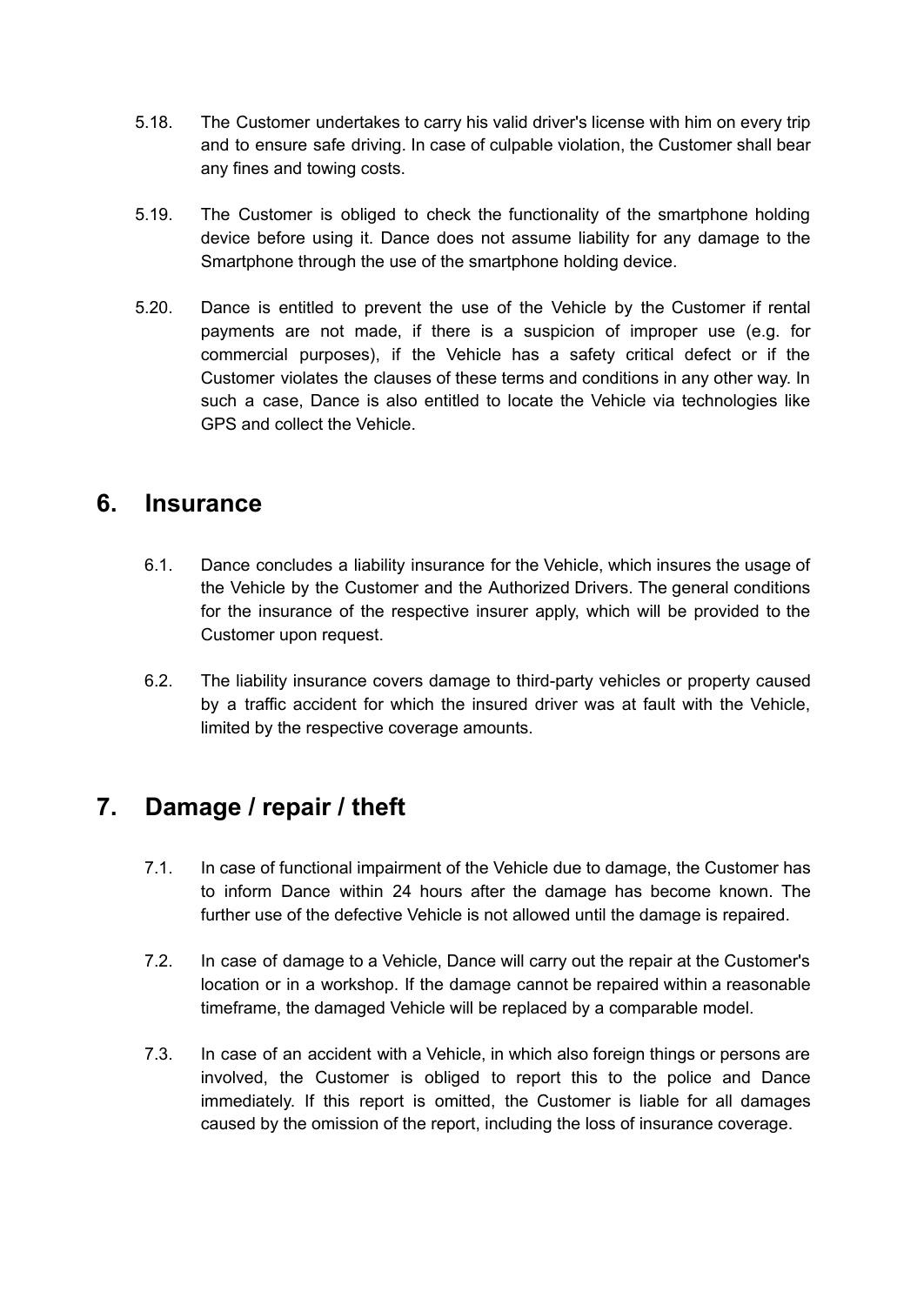5.18. The Customer undertakes to carry his valid driver's license with him on every trip and to ensure safe driving. In case of culpable violation, the Customer shall bear any fines and towing costs.

5.19. The Customer is obliged to check the functionality of the smartphone holding device before using it. Dance does not assume liability for any damage to the Smartphone through the use of the smartphone holding device.

5.20. Dance is entitled to prevent the use of the Vehicle by the Customer if rental payments are not made, if there is a suspicion of improper use (e.g. for commercial purposes), if the Vehicle has a safety critical defect or if the Customer violates the clauses of these terms and conditions in any other way. In such a case, Dance is also entitled to locate the Vehicle via technologies like GPS and collect the Vehicle.

## 6. Insurance

6.1. Dance concludes a liability insurance for the Vehicle, which insures the usage of the Vehicle by the Customer and the Authorized Drivers. The general conditions for the insurance of the respective insurer apply, which will be provided to the Customer upon request.

6.2. The liability insurance covers damage to third-party vehicles or property caused by a traffic accident for which the insured driver was at fault with the Vehicle, limited by the respective coverage amounts.

## 7. Damage / repair / theft

7.1. In case of functional impairment of the Vehicle due to damage, the Customer has to inform Dance within 24 hours after the damage has become known. The further use of the defective Vehicle is not allowed until the damage is repaired.

7.2. In case of damage to a Vehicle, Dance will carry out the repair at the Customer's location or in a workshop. If the damage cannot be repaired within a reasonable timeframe, the damaged Vehicle will be replaced by a comparable model.

7.3. In case of an accident with a Vehicle, in which also foreign things or persons are involved, the Customer is obliged to report this to the police and Dance immediately. If this report is omitted, the Customer is liable for all damages caused by the omission of the report, including the loss of insurance coverage.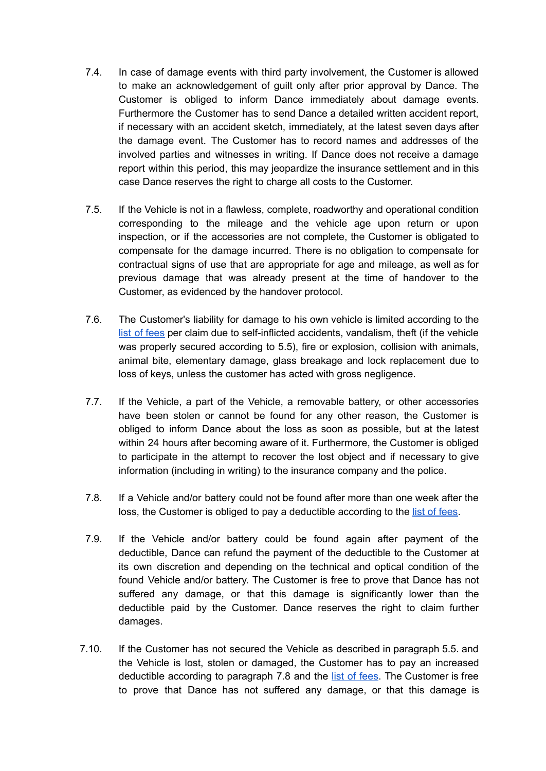7.4. In case of damage events with third party involvement, the Customer is allowed to make an acknowledgement of guilt only after prior approval by Dance. The Customer is obliged to inform Dance immediately about damage events. Furthermore the Customer has to send Dance a detailed written accident report, if necessary with an accident sketch, immediately, at the latest seven days after the damage event. The Customer has to record names and addresses of the involved parties and witnesses in writing. If Dance does not receive a damage report within this period, this may jeopardize the insurance settlement and in this case Dance reserves the right to charge all costs to the Customer.

7.5. If the Vehicle is not in a flawless, complete, roadworthy and operational condition corresponding to the mileage and the vehicle age upon return or upon inspection, or if the accessories are not complete, the Customer is obligated to compensate for the damage incurred. There is no obligation to compensate for contractual signs of use that are appropriate for age and mileage, as well as for previous damage that was already present at the time of handover to the Customer, as evidenced by the handover protocol.

7.6. The Customer's liability for damage to his own vehicle is limited according to the list of fees per claim due to self-inflicted accidents, vandalism, theft (if the vehicle was properly secured according to 5.5), fire or explosion, collision with animals, animal bite, elementary damage, glass breakage and lock replacement due to loss of keys, unless the customer has acted with gross negligence.

7.7. If the Vehicle, a part of the Vehicle, a removable battery, or other accessories have been stolen or cannot be found for any other reason, the Customer is obliged to inform Dance about the loss as soon as possible, but at the latest within 24 hours after becoming aware of it. Furthermore, the Customer is obliged to participate in the attempt to recover the lost object and if necessary to give information (including in writing) to the insurance company and the police.

7.8. If a Vehicle and/or battery could not be found after more than one week after the loss, the Customer is obliged to pay a deductible according to the list of fees.

7.9. If the Vehicle and/or battery could be found again after payment of the deductible, Dance can refund the payment of the deductible to the Customer at its own discretion and depending on the technical and optical condition of the found Vehicle and/or battery. The Customer is free to prove that Dance has not suffered any damage, or that this damage is significantly lower than the deductible paid by the Customer. Dance reserves the right to claim further damages.

7.10. If the Customer has not secured the Vehicle as described in paragraph 5.5. and the Vehicle is lost, stolen or damaged, the Customer has to pay an increased deductible according to paragraph 7.8 and the list of fees. The Customer is free to prove that Dance has not suffered any damage, or that this damage is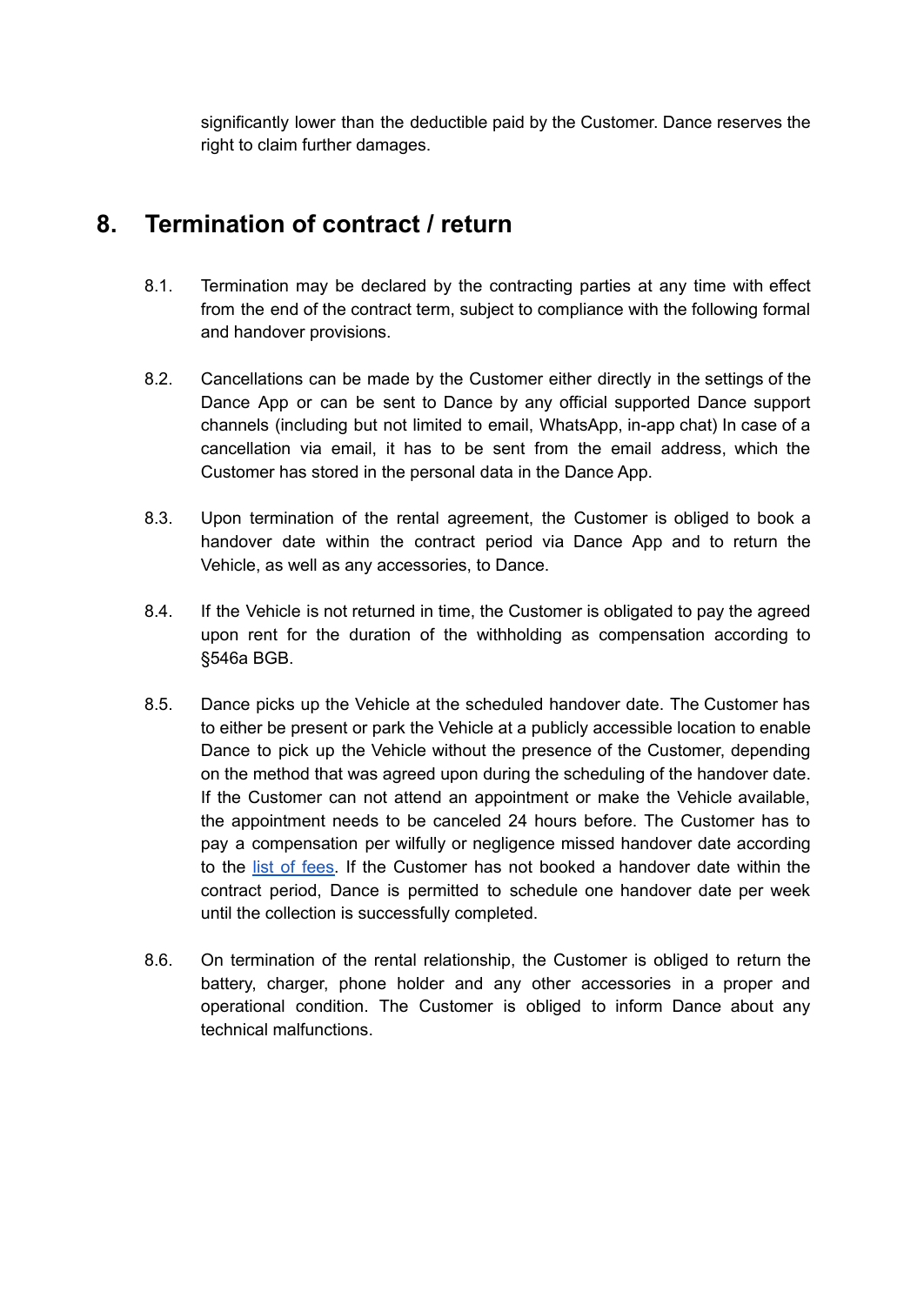significantly lower than the deductible paid by the Customer. Dance reserves the right to claim further damages.

## 8. Termination of contract / return

8.1. Termination may be declared by the contracting parties at any time with effect from the end of the contract term, subject to compliance with the following formal and handover provisions.

8.2. Cancellations can be made by the Customer either directly in the settings of the Dance App or can be sent to Dance by any official supported Dance support channels (including but not limited to email, WhatsApp, in-app chat) In case of a cancellation via email, it has to be sent from the email address, which the Customer has stored in the personal data in the Dance App.

8.3. Upon termination of the rental agreement, the Customer is obliged to book a handover date within the contract period via Dance App and to return the Vehicle, as well as any accessories, to Dance.

8.4. If the Vehicle is not returned in time, the Customer is obligated to pay the agreed upon rent for the duration of the withholding as compensation according to §546a BGB.

8.5. Dance picks up the Vehicle at the scheduled handover date. The Customer has to either be present or park the Vehicle at a publicly accessible location to enable Dance to pick up the Vehicle without the presence of the Customer, depending on the method that was agreed upon during the scheduling of the handover date. If the Customer can not attend an appointment or make the Vehicle available, the appointment needs to be canceled 24 hours before. The Customer has to pay a compensation per wilfully or negligence missed handover date according to the list of fees. If the Customer has not booked a handover date within the contract period, Dance is permitted to schedule one handover date per week until the collection is successfully completed.

8.6. On termination of the rental relationship, the Customer is obliged to return the battery, charger, phone holder and any other accessories in a proper and operational condition. The Customer is obliged to inform Dance about any technical malfunctions.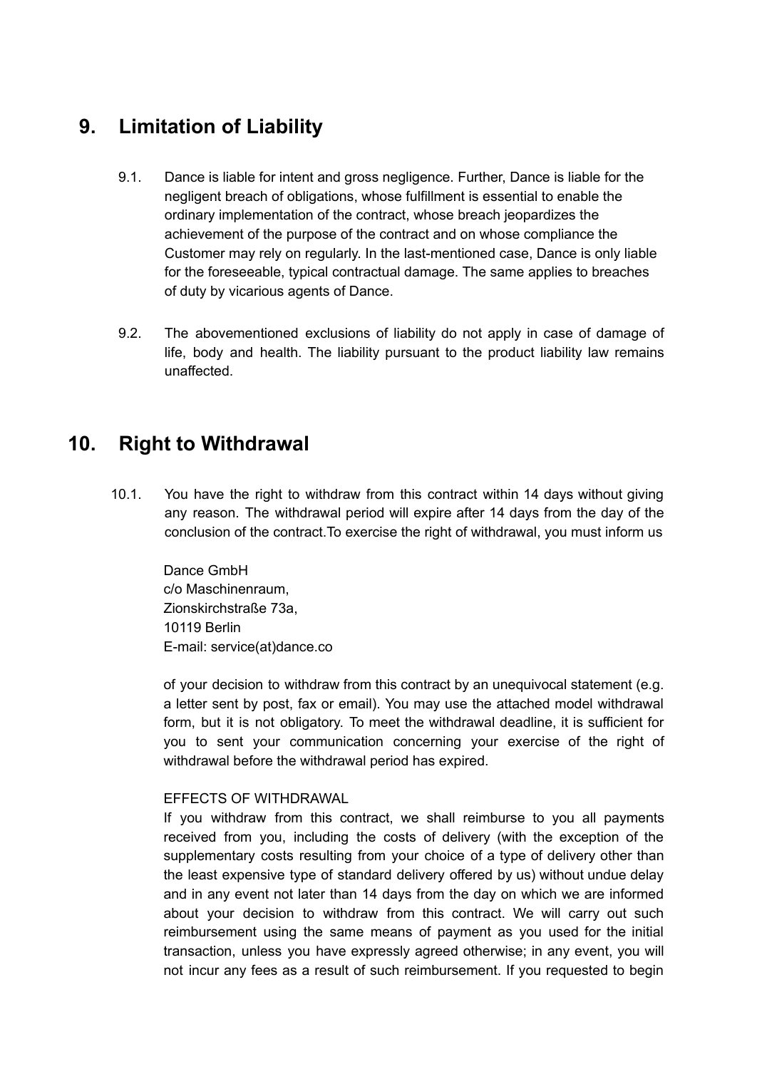## 9. Limitation of Liability

9.1. Dance is liable for intent and gross negligence. Further, Dance is liable for the negligent breach of obligations, whose fulfillment is essential to enable the ordinary implementation of the contract, whose breach jeopardizes the achievement of the purpose of the contract and on whose compliance the Customer may rely on regularly. In the last-mentioned case, Dance is only liable for the foreseeable, typical contractual damage. The same applies to breaches of duty by vicarious agents of Dance.

9.2. The abovementioned exclusions of liability do not apply in case of damage of life, body and health. The liability pursuant to the product liability law remains unaffected.

## 10. Right to Withdrawal

10.1. You have the right to withdraw from this contract within 14 days without giving any reason. The withdrawal period will expire after 14 days from the day of the conclusion of the contract.To exercise the right of withdrawal, you must inform us

Dance GmbH
c/o Maschinenraum,
Zionskirchstraße 73a,
10119 Berlin
E-mail: service(at)dance.co

of your decision to withdraw from this contract by an unequivocal statement (e.g. a letter sent by post, fax or email). You may use the attached model withdrawal form, but it is not obligatory. To meet the withdrawal deadline, it is sufficient for you to sent your communication concerning your exercise of the right of withdrawal before the withdrawal period has expired.

EFFECTS OF WITHDRAWAL
If you withdraw from this contract, we shall reimburse to you all payments received from you, including the costs of delivery (with the exception of the supplementary costs resulting from your choice of a type of delivery other than the least expensive type of standard delivery offered by us) without undue delay and in any event not later than 14 days from the day on which we are informed about your decision to withdraw from this contract. We will carry out such reimbursement using the same means of payment as you used for the initial transaction, unless you have expressly agreed otherwise; in any event, you will not incur any fees as a result of such reimbursement. If you requested to begin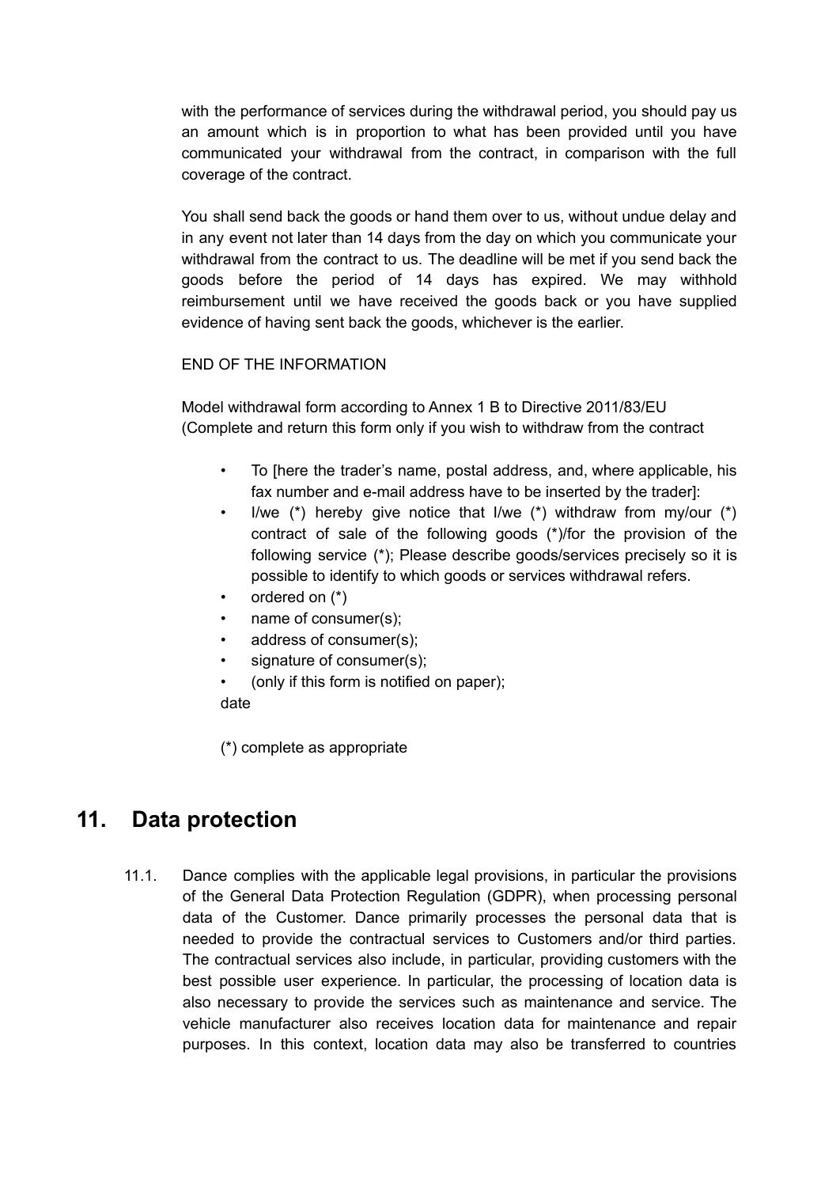with the performance of services during the withdrawal period, you should pay us an amount which is in proportion to what has been provided until you have communicated your withdrawal from the contract, in comparison with the full coverage of the contract.

You shall send back the goods or hand them over to us, without undue delay and in any event not later than 14 days from the day on which you communicate your withdrawal from the contract to us. The deadline will be met if you send back the goods before the period of 14 days has expired. We may withhold reimbursement until we have received the goods back or you have supplied evidence of having sent back the goods, whichever is the earlier.

END OF THE INFORMATION

Model withdrawal form according to Annex 1 B to Directive 2011/83/EU
(Complete and return this form only if you wish to withdraw from the contract

- To [here the trader's name, postal address, and, where applicable, his fax number and e-mail address have to be inserted by the trader]:
- I/we (*) hereby give notice that I/we (*) withdraw from my/our (*) contract of sale of the following goods (*)/for the provision of the following service (*); Please describe goods/services precisely so it is possible to identify to which goods or services withdrawal refers.
- ordered on (*)
- name of consumer(s);
- address of consumer(s);
- signature of consumer(s);
- (only if this form is notified on paper);

date

(*) complete as appropriate

## 11. Data protection

11.1. Dance complies with the applicable legal provisions, in particular the provisions of the General Data Protection Regulation (GDPR), when processing personal data of the Customer. Dance primarily processes the personal data that is needed to provide the contractual services to Customers and/or third parties. The contractual services also include, in particular, providing customers with the best possible user experience. In particular, the processing of location data is also necessary to provide the services such as maintenance and service. The vehicle manufacturer also receives location data for maintenance and repair purposes. In this context, location data may also be transferred to countries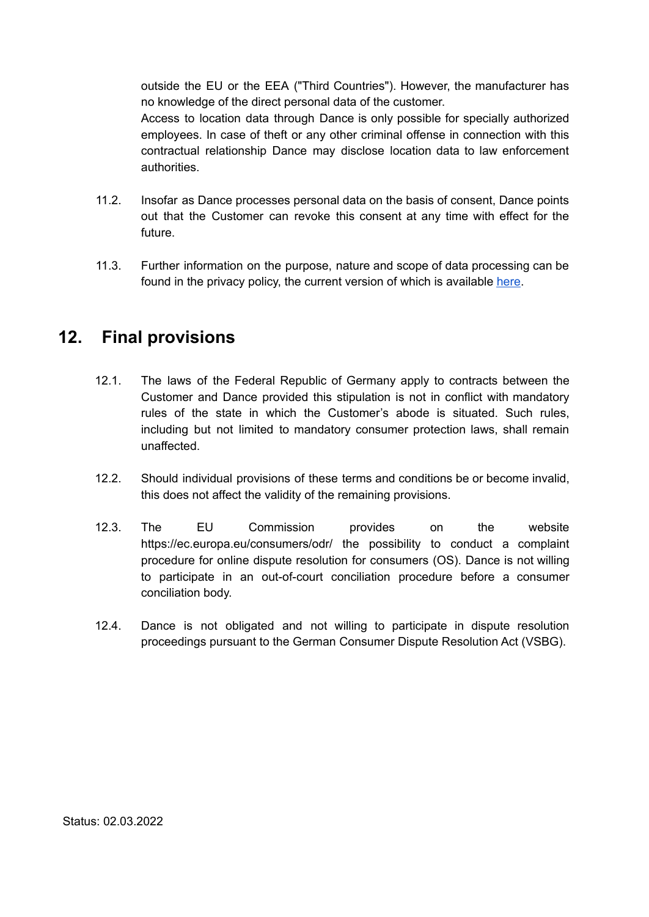outside the EU or the EEA ("Third Countries"). However, the manufacturer has no knowledge of the direct personal data of the customer.
Access to location data through Dance is only possible for specially authorized employees. In case of theft or any other criminal offense in connection with this contractual relationship Dance may disclose location data to law enforcement authorities.

11.2. Insofar as Dance processes personal data on the basis of consent, Dance points out that the Customer can revoke this consent at any time with effect for the future.

11.3. Further information on the purpose, nature and scope of data processing can be found in the privacy policy, the current version of which is available here.

## 12. Final provisions

12.1. The laws of the Federal Republic of Germany apply to contracts between the Customer and Dance provided this stipulation is not in conflict with mandatory rules of the state in which the Customer's abode is situated. Such rules, including but not limited to mandatory consumer protection laws, shall remain unaffected.

12.2. Should individual provisions of these terms and conditions be or become invalid, this does not affect the validity of the remaining provisions.

12.3. The EU Commission provides on the website https://ec.europa.eu/consumers/odr/ the possibility to conduct a complaint procedure for online dispute resolution for consumers (OS). Dance is not willing to participate in an out-of-court conciliation procedure before a consumer conciliation body.

12.4. Dance is not obligated and not willing to participate in dispute resolution proceedings pursuant to the German Consumer Dispute Resolution Act (VSBG).

Status: 02.03.2022